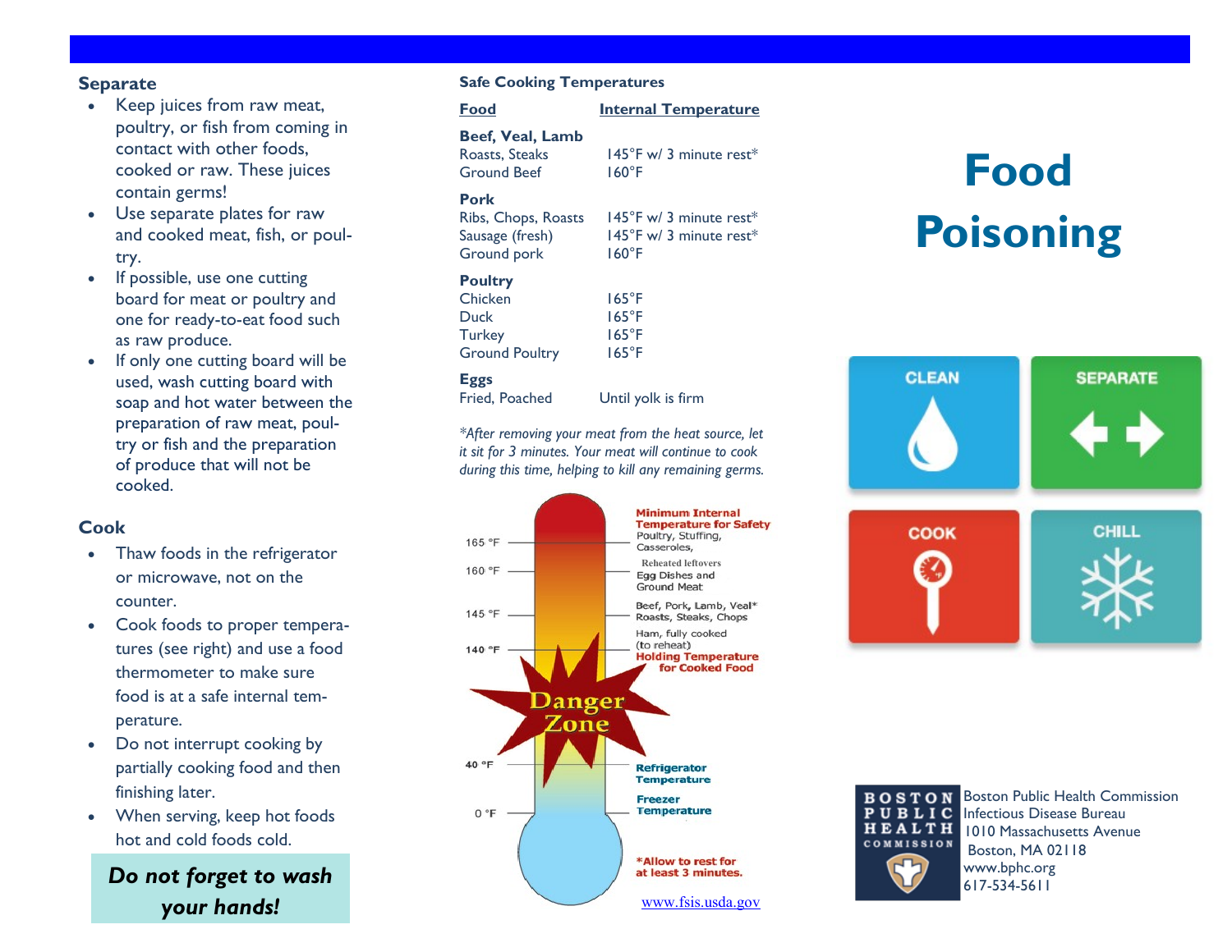## Separate

- Keep juices from raw meat, poultry, or fish from coming in contact with other foods, cooked or raw. These juices contain germs!
- Use separate plates for raw and cooked meat, fish, or poultry.
- If possible, use one cutting board for meat or poultry and one for ready-to-eat food such as raw produce.
- If only one cutting board will be used, wash cutting board with soap and hot water between the preparation of raw meat, poultry or fish and the preparation of produce that will not be cooked.

## Cook

- Thaw foods in the refrigerator or microwave, not on the counter.
- Cook foods to proper temperatures (see right) and use a food thermometer to make sure food is at a safe internal temperature.
- Do not interrupt cooking by partially cooking food and then finishing later.
- When serving, keep hot foods hot and cold foods cold.

***Do not forget to wash your hands!***

### Safe Cooking Temperatures

| Food | Internal Temperature |
| --- | --- |
| **Beef, Veal, Lamb** | |
| Roasts, Steaks | 145°F w/ 3 minute rest* |
| Ground Beef | 160°F |
| **Pork** | |
| Ribs, Chops, Roasts | 145°F w/ 3 minute rest* |
| Sausage (fresh) | 145°F w/ 3 minute rest* |
| Ground pork | 160°F |
| **Poultry** | |
| Chicken | 165°F |
| Duck | 165°F |
| Turkey | 165°F |
| Ground Poultry | 165°F |
| **Eggs** | |
| Fried, Poached | Until yolk is firm |

*\*After removing your meat from the heat source, let it sit for 3 minutes. Your meat will continue to cook during this time, helping to kill any remaining germs.*

- 165 °F — **Minimum Internal Temperature for Safety** — Poultry, Stuffing, Casseroles, Reheated leftovers
- 160 °F — Egg Dishes and Ground Meat
- 145 °F — Beef, Pork, Lamb, Veal* Roasts, Steaks, Chops
- 140 °F — Ham, fully cooked (to reheat) — **Holding Temperature for Cooked Food**
- **Danger Zone**
- 40 °F — **Refrigerator Temperature**
- 0 °F — **Freezer Temperature**

**\*Allow to rest for at least 3 minutes.**

www.fsis.usda.gov

# Food Poisoning

CLEAN — SEPARATE — COOK — CHILL

BOSTON PUBLIC HEALTH COMMISSION

Boston Public Health Commission
Infectious Disease Bureau
1010 Massachusetts Avenue
Boston, MA 02118
www.bphc.org
617-534-5611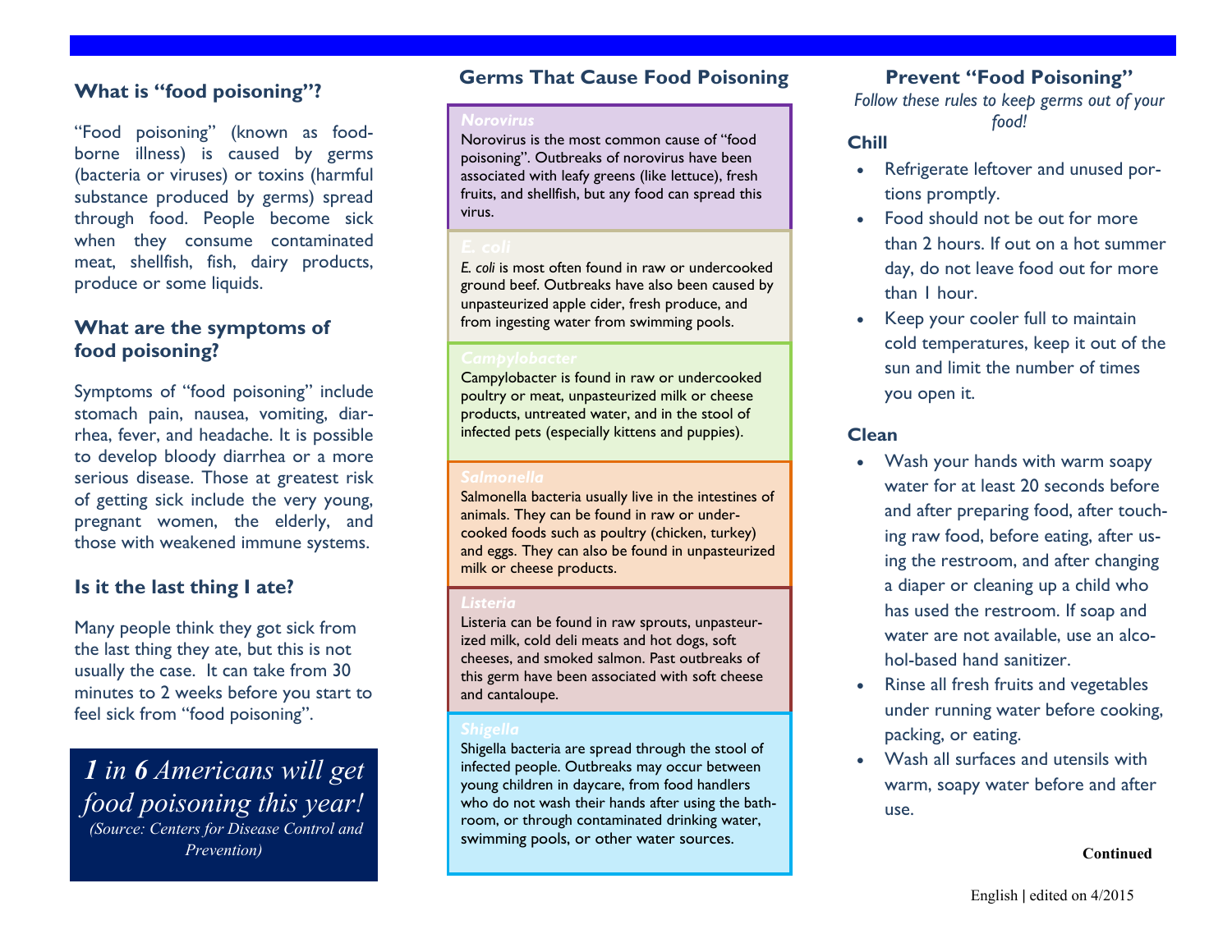## What is "food poisoning"?

"Food poisoning" (known as food-borne illness) is caused by germs (bacteria or viruses) or toxins (harmful substance produced by germs) spread through food. People become sick when they consume contaminated meat, shellfish, fish, dairy products, produce or some liquids.

## What are the symptoms of food poisoning?

Symptoms of "food poisoning" include stomach pain, nausea, vomiting, diarrhea, fever, and headache. It is possible to develop bloody diarrhea or a more serious disease. Those at greatest risk of getting sick include the very young, pregnant women, the elderly, and those with weakened immune systems.

## Is it the last thing I ate?

Many people think they got sick from the last thing they ate, but this is not usually the case. It can take from 30 minutes to 2 weeks before you start to feel sick from "food poisoning".

***1** in **6** Americans will get food poisoning this year!*
*(Source: Centers for Disease Control and Prevention)*

## Germs That Cause Food Poisoning

***Norovirus***

Norovirus is the most common cause of "food poisoning". Outbreaks of norovirus have been associated with leafy greens (like lettuce), fresh fruits, and shellfish, but any food can spread this virus.

***E. coli***

*E. coli* is most often found in raw or undercooked ground beef. Outbreaks have also been caused by unpasteurized apple cider, fresh produce, and from ingesting water from swimming pools.

***Campylobacter***

Campylobacter is found in raw or undercooked poultry or meat, unpasteurized milk or cheese products, untreated water, and in the stool of infected pets (especially kittens and puppies).

***Salmonella***

Salmonella bacteria usually live in the intestines of animals. They can be found in raw or undercooked foods such as poultry (chicken, turkey) and eggs. They can also be found in unpasteurized milk or cheese products.

***Listeria***

Listeria can be found in raw sprouts, unpasteurized milk, cold deli meats and hot dogs, soft cheeses, and smoked salmon. Past outbreaks of this germ have been associated with soft cheese and cantaloupe.

***Shigella***

Shigella bacteria are spread through the stool of infected people. Outbreaks may occur between young children in daycare, from food handlers who do not wash their hands after using the bathroom, or through contaminated drinking water, swimming pools, or other water sources.

## Prevent "Food Poisoning"

*Follow these rules to keep germs out of your food!*

### Chill

- Refrigerate leftover and unused portions promptly.
- Food should not be out for more than 2 hours. If out on a hot summer day, do not leave food out for more than 1 hour.
- Keep your cooler full to maintain cold temperatures, keep it out of the sun and limit the number of times you open it.

### Clean

- Wash your hands with warm soapy water for at least 20 seconds before and after preparing food, after touching raw food, before eating, after using the restroom, and after changing a diaper or cleaning up a child who has used the restroom. If soap and water are not available, use an alcohol-based hand sanitizer.
- Rinse all fresh fruits and vegetables under running water before cooking, packing, or eating.
- Wash all surfaces and utensils with warm, soapy water before and after use.

**Continued**

English | edited on 4/2015